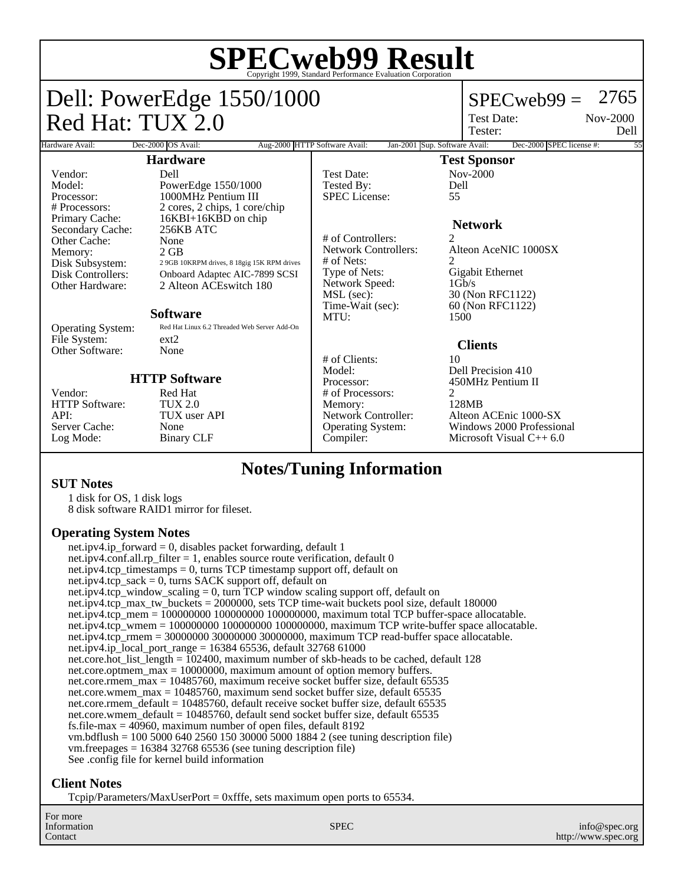# SPECweb99 Result

Copyright 1999, Standard Performance Evaluation Corporation

## Dell: PowerEdge 1550/1000
## Red Hat: TUX 2.0

SPECweb99 = 2765

| | |
|---|---|
| Test Date: | Nov-2000 |
| Tester: | Dell |

| Hardware Avail: | Dec-2000 | OS Avail: | Aug-2000 | HTTP Software Avail: | Jan-2001 | Sup. Software Avail: | Dec-2000 | SPEC license #: | 55 |
|---|---|---|---|---|---|---|---|---|---|

### Hardware

| | |
|---|---|
| Vendor: | Dell |
| Model: | PowerEdge 1550/1000 |
| Processor: | 1000MHz Pentium III |
| # Processors: | 2 cores, 2 chips, 1 core/chip |
| Primary Cache: | 16KBI+16KBD on chip |
| Secondary Cache: | 256KB ATC |
| Other Cache: | None |
| Memory: | 2 GB |
| Disk Subsystem: | 2 9GB 10KRPM drives, 8 18gig 15K RPM drives |
| Disk Controllers: | Onboard Adaptec AIC-7899 SCSI |
| Other Hardware: | 2 Alteon ACEswitch 180 |

### Software

| | |
|---|---|
| Operating System: | Red Hat Linux 6.2 Threaded Web Server Add-On |
| File System: | ext2 |
| Other Software: | None |

### HTTP Software

| | |
|---|---|
| Vendor: | Red Hat |
| HTTP Software: | TUX 2.0 |
| API: | TUX user API |
| Server Cache: | None |
| Log Mode: | Binary CLF |

### Test Sponsor

| | |
|---|---|
| Test Date: | Nov-2000 |
| Tested By: | Dell |
| SPEC License: | 55 |

### Network

| | |
|---|---|
| # of Controllers: | 2 |
| Network Controllers: | Alteon AceNIC 1000SX |
| # of Nets: | 2 |
| Type of Nets: | Gigabit Ethernet |
| Network Speed: | 1Gb/s |
| MSL (sec): | 30 (Non RFC1122) |
| Time-Wait (sec): | 60 (Non RFC1122) |
| MTU: | 1500 |

### Clients

| | |
|---|---|
| # of Clients: | 10 |
| Model: | Dell Precision 410 |
| Processor: | 450MHz Pentium II |
| # of Processors: | 2 |
| Memory: | 128MB |
| Network Controller: | Alteon ACEnic 1000-SX |
| Operating System: | Windows 2000 Professional |
| Compiler: | Microsoft Visual C++ 6.0 |

## Notes/Tuning Information

### SUT Notes

1 disk for OS, 1 disk logs
8 disk software RAID1 mirror for fileset.

### Operating System Notes

net.ipv4.ip_forward = 0, disables packet forwarding, default 1
net.ipv4.conf.all.rp_filter = 1, enables source route verification, default 0
net.ipv4.tcp_timestamps = 0, turns TCP timestamp support off, default on
net.ipv4.tcp_sack = 0, turns SACK support off, default on
net.ipv4.tcp_window_scaling = 0, turn TCP window scaling support off, default on
net.ipv4.tcp_max_tw_buckets = 2000000, sets TCP time-wait buckets pool size, default 180000
net.ipv4.tcp_mem = 100000000 100000000 100000000, maximum total TCP buffer-space allocatable.
net.ipv4.tcp_wmem = 100000000 100000000 100000000, maximum TCP write-buffer space allocatable.
net.ipv4.tcp_rmem = 30000000 30000000 30000000, maximum TCP read-buffer space allocatable.
net.ipv4.ip_local_port_range = 16384 65536, default 32768 61000
net.core.hot_list_length = 102400, maximum number of skb-heads to be cached, default 128
net.core.optmem_max = 10000000, maximum amount of option memory buffers.
net.core.rmem_max = 10485760, maximum receive socket buffer size, default 65535
net.core.wmem_max = 10485760, maximum send socket buffer size, default 65535
net.core.rmem_default = 10485760, default receive socket buffer size, default 65535
net.core.wmem_default = 10485760, default send socket buffer size, default 65535
fs.file-max = 40960, maximum number of open files, default 8192
vm.bdflush = 100 5000 640 2560 150 30000 5000 1884 2 (see tuning description file)
vm.freepages = 16384 32768 65536 (see tuning description file)
See .config file for kernel build information

### Client Notes

Tcpip/Parameters/MaxUserPort = 0xfffe, sets maximum open ports to 65534.

For more Information Contact — SPEC — info@spec.org http://www.spec.org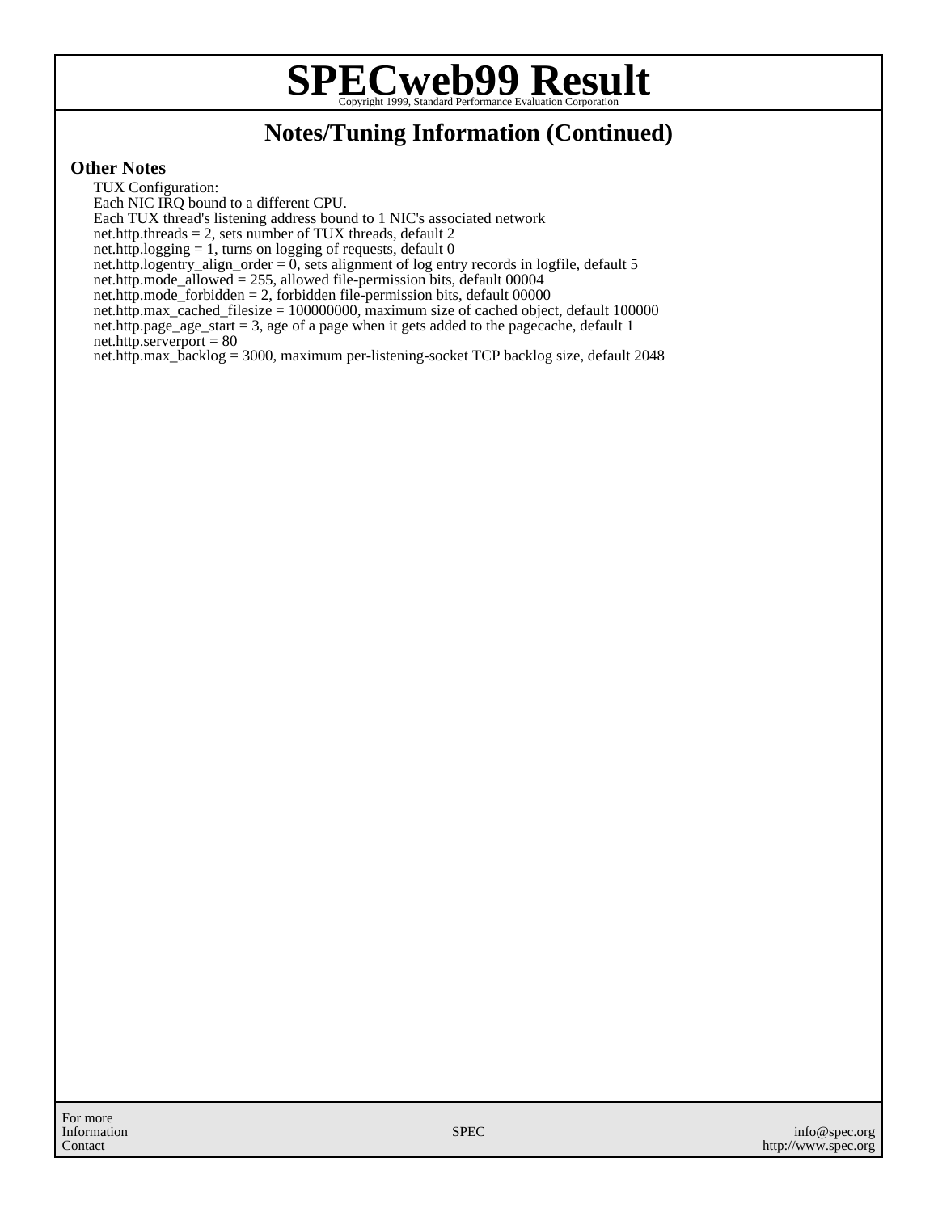# SPECweb99 Result

Copyright 1999, Standard Performance Evaluation Corporation

## Notes/Tuning Information (Continued)

### Other Notes

TUX Configuration:
Each NIC IRQ bound to a different CPU.
Each TUX thread's listening address bound to 1 NIC's associated network
net.http.threads = 2, sets number of TUX threads, default 2
net.http.logging = 1, turns on logging of requests, default 0
net.http.logentry_align_order = 0, sets alignment of log entry records in logfile, default 5
net.http.mode_allowed = 255, allowed file-permission bits, default 00004
net.http.mode_forbidden = 2, forbidden file-permission bits, default 00000
net.http.max_cached_filesize = 100000000, maximum size of cached object, default 100000
net.http.page_age_start = 3, age of a page when it gets added to the pagecache, default 1
net.http.serverport = 80
net.http.max_backlog = 3000, maximum per-listening-socket TCP backlog size, default 2048

For more Information Contact | SPEC | info@spec.org http://www.spec.org